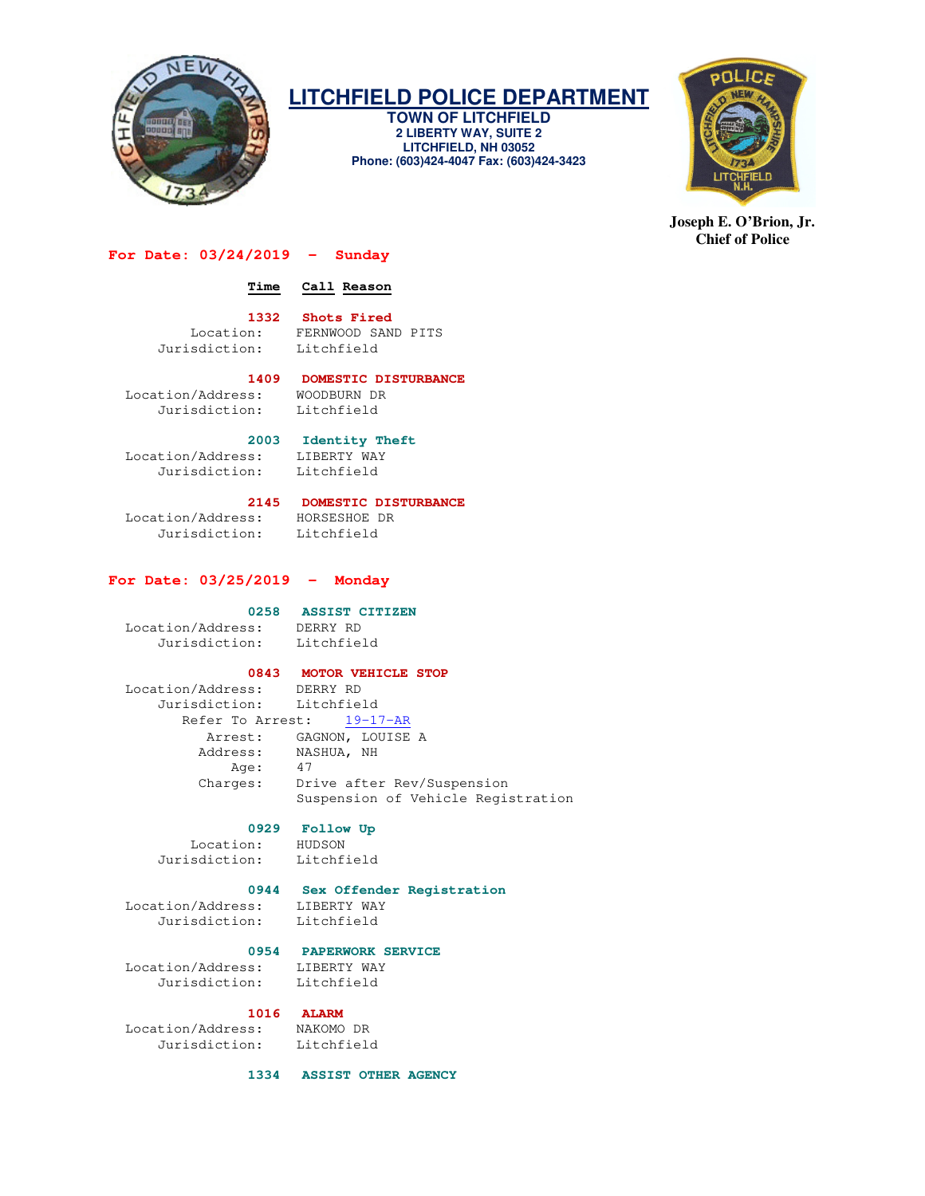# LITCHFIELD POLICE DEPARTMENT

**TOWN OF LITCHFIELD**
**2 LIBERTY WAY, SUITE 2**
**LITCHFIELD, NH 03052**
**Phone: (603)424-4047 Fax: (603)424-3423**

**Joseph E. O'Brion, Jr.**
**Chief of Police**

## For Date: 03/24/2019 - Sunday

**Time** **Call Reason**

**1332 Shots Fired**
Location: FERNWOOD SAND PITS
Jurisdiction: Litchfield

**1409 DOMESTIC DISTURBANCE**
Location/Address: WOODBURN DR
Jurisdiction: Litchfield

**2003 Identity Theft**
Location/Address: LIBERTY WAY
Jurisdiction: Litchfield

**2145 DOMESTIC DISTURBANCE**
Location/Address: HORSESHOE DR
Jurisdiction: Litchfield

## For Date: 03/25/2019 - Monday

**0258 ASSIST CITIZEN**
Location/Address: DERRY RD
Jurisdiction: Litchfield

**0843 MOTOR VEHICLE STOP**
Location/Address: DERRY RD
Jurisdiction: Litchfield
Refer To Arrest: 19-17-AR
Arrest: GAGNON, LOUISE A
Address: NASHUA, NH
Age: 47
Charges: Drive after Rev/Suspension
Suspension of Vehicle Registration

**0929 Follow Up**
Location: HUDSON
Jurisdiction: Litchfield

**0944 Sex Offender Registration**
Location/Address: LIBERTY WAY
Jurisdiction: Litchfield

**0954 PAPERWORK SERVICE**
Location/Address: LIBERTY WAY
Jurisdiction: Litchfield

**1016 ALARM**
Location/Address: NAKOMO DR
Jurisdiction: Litchfield

**1334 ASSIST OTHER AGENCY**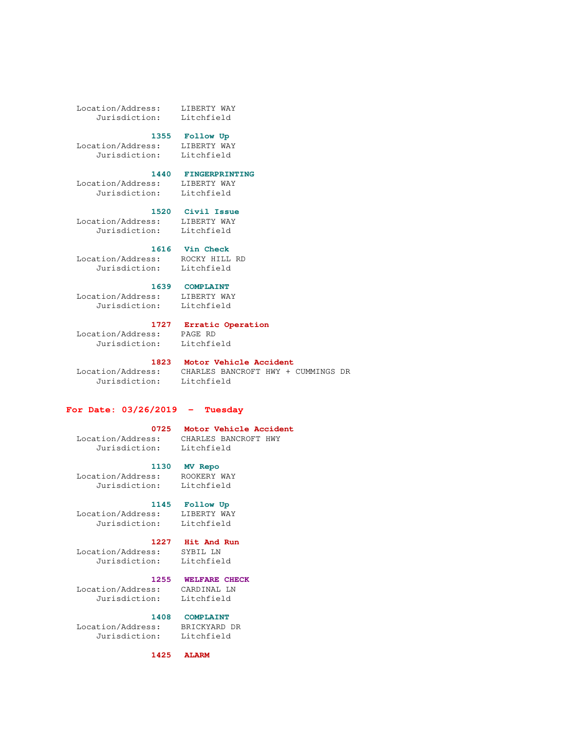Location/Address: LIBERTY WAY
Jurisdiction: Litchfield

**1355 Follow Up**
Location/Address: LIBERTY WAY
Jurisdiction: Litchfield

**1440 FINGERPRINTING**
Location/Address: LIBERTY WAY
Jurisdiction: Litchfield

**1520 Civil Issue**
Location/Address: LIBERTY WAY
Jurisdiction: Litchfield

**1616 Vin Check**
Location/Address: ROCKY HILL RD
Jurisdiction: Litchfield

**1639 COMPLAINT**
Location/Address: LIBERTY WAY
Jurisdiction: Litchfield

**1727 Erratic Operation**
Location/Address: PAGE RD
Jurisdiction: Litchfield

**1823 Motor Vehicle Accident**
Location/Address: CHARLES BANCROFT HWY + CUMMINGS DR
Jurisdiction: Litchfield

## For Date: 03/26/2019 - Tuesday

**0725 Motor Vehicle Accident**
Location/Address: CHARLES BANCROFT HWY
Jurisdiction: Litchfield

**1130 MV Repo**
Location/Address: ROOKERY WAY
Jurisdiction: Litchfield

**1145 Follow Up**
Location/Address: LIBERTY WAY
Jurisdiction: Litchfield

**1227 Hit And Run**
Location/Address: SYBIL LN
Jurisdiction: Litchfield

**1255 WELFARE CHECK**
Location/Address: CARDINAL LN
Jurisdiction: Litchfield

**1408 COMPLAINT**
Location/Address: BRICKYARD DR
Jurisdiction: Litchfield

**1425 ALARM**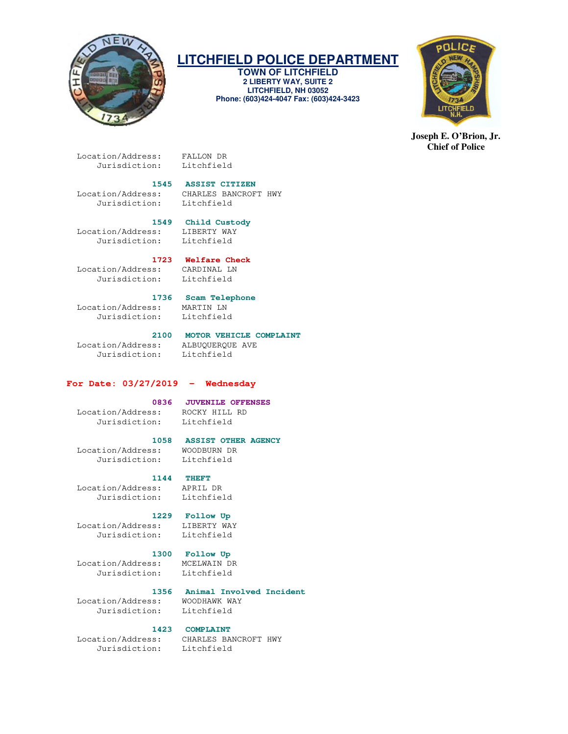Location/Address: FALLON DR
Jurisdiction: Litchfield

**1545 ASSIST CITIZEN**
Location/Address: CHARLES BANCROFT HWY
Jurisdiction: Litchfield

**1549 Child Custody**
Location/Address: LIBERTY WAY
Jurisdiction: Litchfield

**1723 Welfare Check**
Location/Address: CARDINAL LN
Jurisdiction: Litchfield

**1736 Scam Telephone**
Location/Address: MARTIN LN
Jurisdiction: Litchfield

**2100 MOTOR VEHICLE COMPLAINT**
Location/Address: ALBUQUERQUE AVE
Jurisdiction: Litchfield

## For Date: 03/27/2019 - Wednesday

**0836 JUVENILE OFFENSES**
Location/Address: ROCKY HILL RD
Jurisdiction: Litchfield

**1058 ASSIST OTHER AGENCY**
Location/Address: WOODBURN DR
Jurisdiction: Litchfield

**1144 THEFT**
Location/Address: APRIL DR
Jurisdiction: Litchfield

**1229 Follow Up**
Location/Address: LIBERTY WAY
Jurisdiction: Litchfield

**1300 Follow Up**
Location/Address: MCELWAIN DR
Jurisdiction: Litchfield

**1356 Animal Involved Incident**
Location/Address: WOODHAWK WAY
Jurisdiction: Litchfield

**1423 COMPLAINT**
Location/Address: CHARLES BANCROFT HWY
Jurisdiction: Litchfield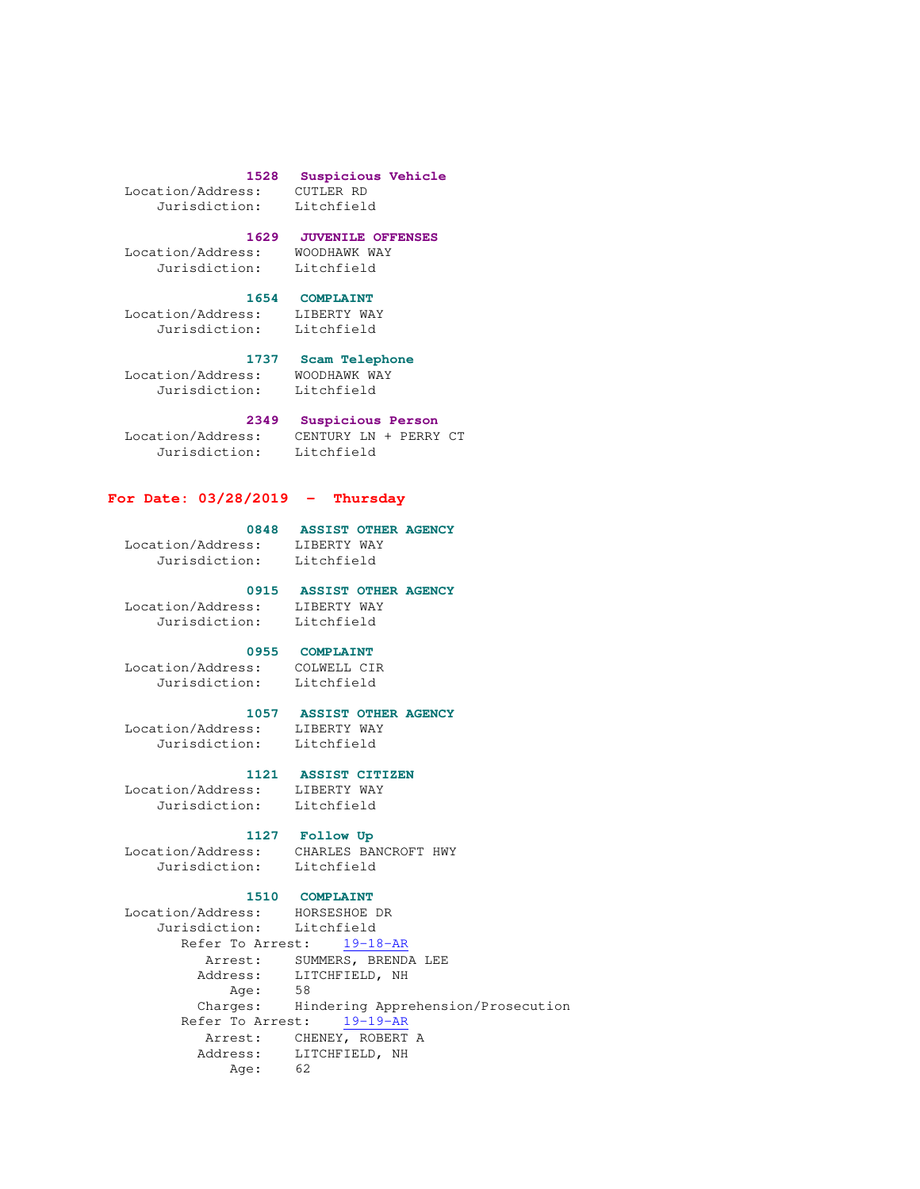**1528 Suspicious Vehicle**
Location/Address: CUTLER RD
Jurisdiction: Litchfield

**1629 JUVENILE OFFENSES**
Location/Address: WOODHAWK WAY
Jurisdiction: Litchfield

**1654 COMPLAINT**
Location/Address: LIBERTY WAY
Jurisdiction: Litchfield

**1737 Scam Telephone**
Location/Address: WOODHAWK WAY
Jurisdiction: Litchfield

**2349 Suspicious Person**
Location/Address: CENTURY LN + PERRY CT
Jurisdiction: Litchfield

## For Date: 03/28/2019 - Thursday

**0848 ASSIST OTHER AGENCY**
Location/Address: LIBERTY WAY
Jurisdiction: Litchfield

**0915 ASSIST OTHER AGENCY**
Location/Address: LIBERTY WAY
Jurisdiction: Litchfield

**0955 COMPLAINT**
Location/Address: COLWELL CIR
Jurisdiction: Litchfield

**1057 ASSIST OTHER AGENCY**
Location/Address: LIBERTY WAY
Jurisdiction: Litchfield

**1121 ASSIST CITIZEN**
Location/Address: LIBERTY WAY
Jurisdiction: Litchfield

**1127 Follow Up**
Location/Address: CHARLES BANCROFT HWY
Jurisdiction: Litchfield

**1510 COMPLAINT**
Location/Address: HORSESHOE DR
Jurisdiction: Litchfield
Refer To Arrest: 19-18-AR
Arrest: SUMMERS, BRENDA LEE
Address: LITCHFIELD, NH
Age: 58
Charges: Hindering Apprehension/Prosecution
Refer To Arrest: 19-19-AR
Arrest: CHENEY, ROBERT A
Address: LITCHFIELD, NH
Age: 62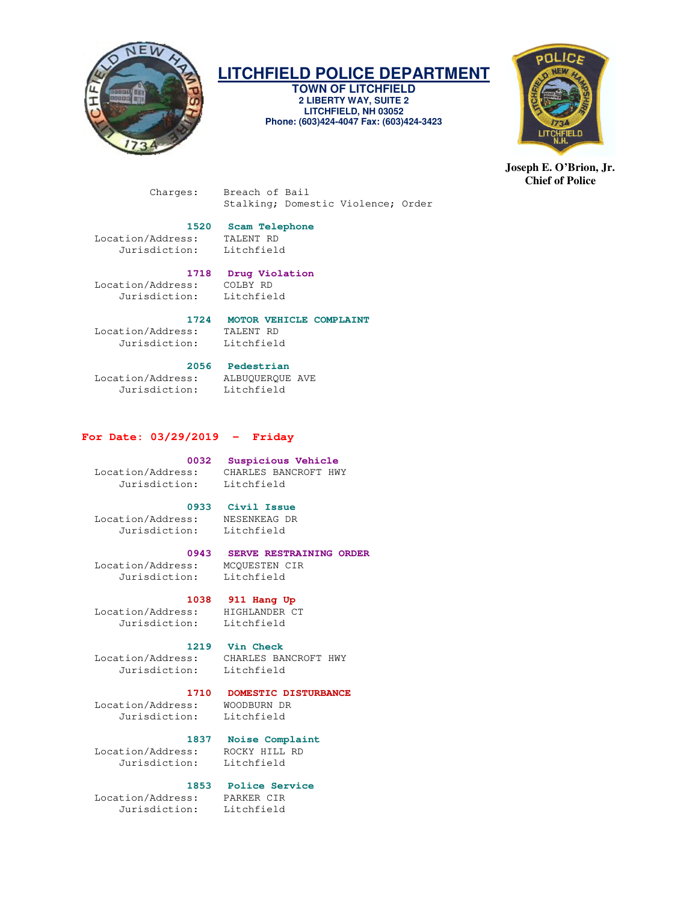Charges: Breach of Bail
Stalking; Domestic Violence; Order

**1520 Scam Telephone**
Location/Address: TALENT RD
Jurisdiction: Litchfield

**1718 Drug Violation**
Location/Address: COLBY RD
Jurisdiction: Litchfield

**1724 MOTOR VEHICLE COMPLAINT**
Location/Address: TALENT RD
Jurisdiction: Litchfield

**2056 Pedestrian**
Location/Address: ALBUQUERQUE AVE
Jurisdiction: Litchfield

## For Date: 03/29/2019 - Friday

**0032 Suspicious Vehicle**
Location/Address: CHARLES BANCROFT HWY
Jurisdiction: Litchfield

**0933 Civil Issue**
Location/Address: NESENKEAG DR
Jurisdiction: Litchfield

**0943 SERVE RESTRAINING ORDER**
Location/Address: MCQUESTEN CIR
Jurisdiction: Litchfield

**1038 911 Hang Up**
Location/Address: HIGHLANDER CT
Jurisdiction: Litchfield

**1219 Vin Check**
Location/Address: CHARLES BANCROFT HWY
Jurisdiction: Litchfield

**1710 DOMESTIC DISTURBANCE**
Location/Address: WOODBURN DR
Jurisdiction: Litchfield

**1837 Noise Complaint**
Location/Address: ROCKY HILL RD
Jurisdiction: Litchfield

**1853 Police Service**
Location/Address: PARKER CIR
Jurisdiction: Litchfield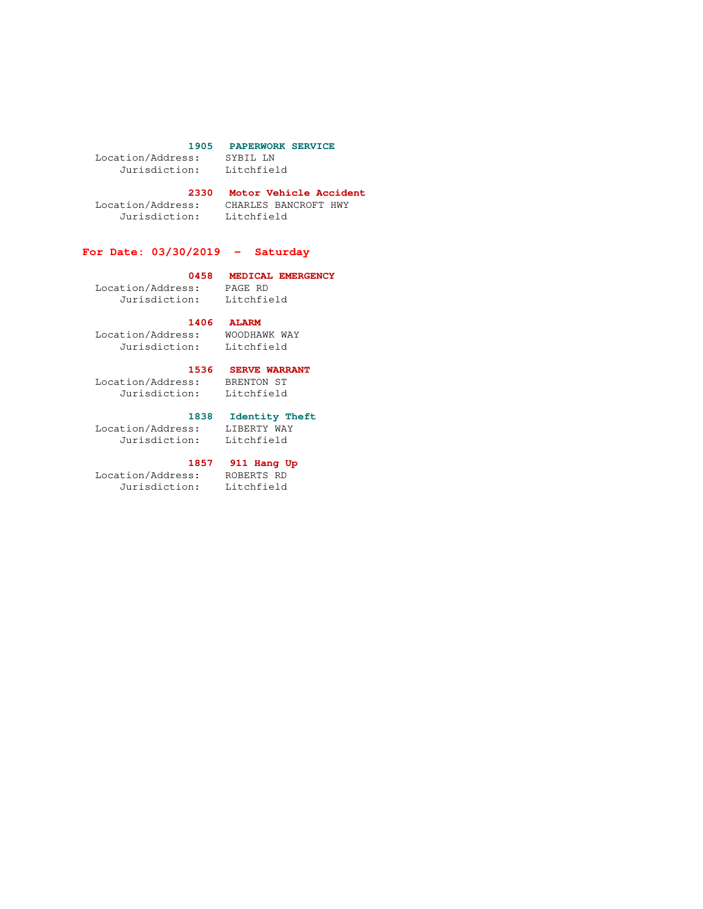**1905 PAPERWORK SERVICE**

Location/Address: SYBIL LN
Jurisdiction: Litchfield

**2330 Motor Vehicle Accident**

Location/Address: CHARLES BANCROFT HWY
Jurisdiction: Litchfield

## For Date: 03/30/2019 - Saturday

**0458 MEDICAL EMERGENCY**

Location/Address: PAGE RD
Jurisdiction: Litchfield

**1406 ALARM**

Location/Address: WOODHAWK WAY
Jurisdiction: Litchfield

**1536 SERVE WARRANT**

Location/Address: BRENTON ST
Jurisdiction: Litchfield

**1838 Identity Theft**

Location/Address: LIBERTY WAY
Jurisdiction: Litchfield

**1857 911 Hang Up**

Location/Address: ROBERTS RD
Jurisdiction: Litchfield